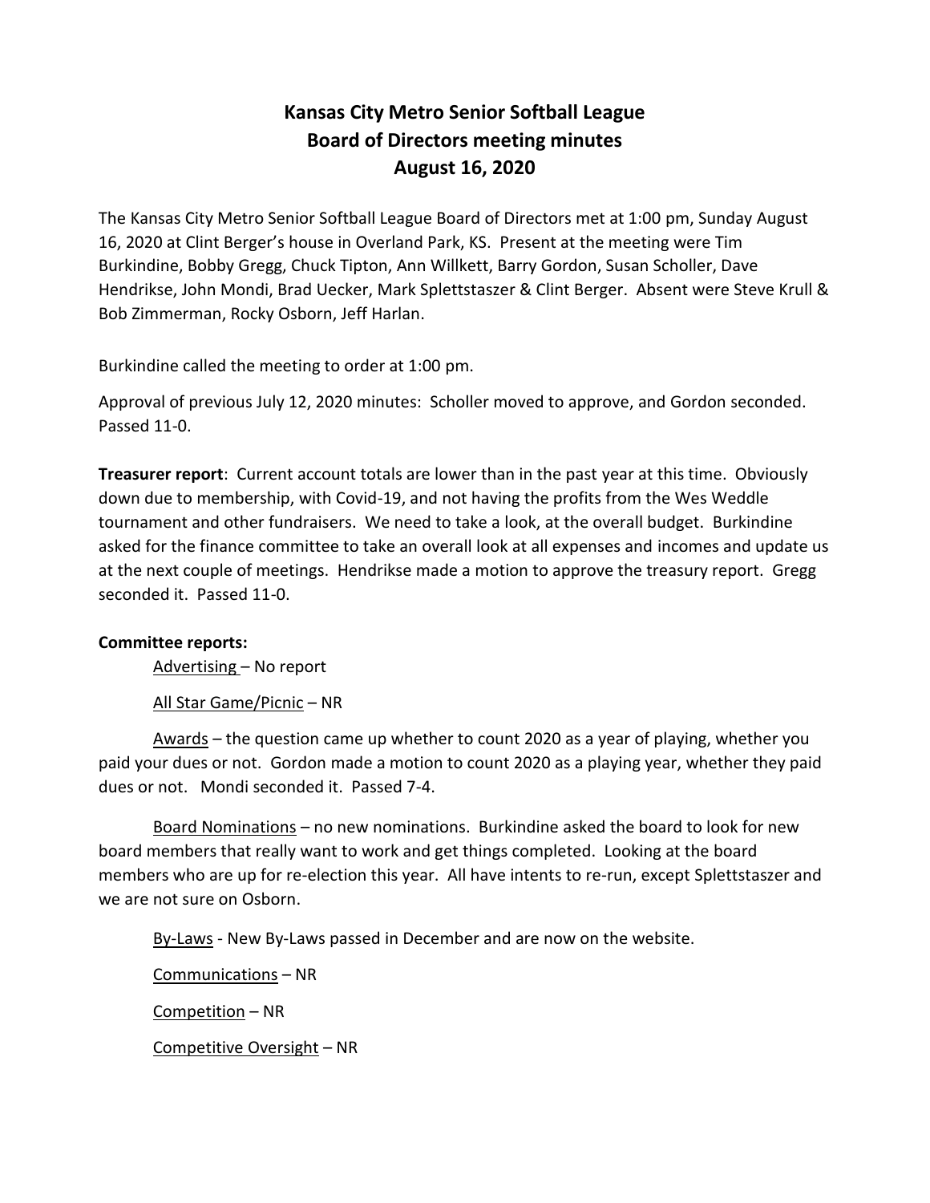# Kansas City Metro Senior Softball League
## Board of Directors meeting minutes
## August 16, 2020

The Kansas City Metro Senior Softball League Board of Directors met at 1:00 pm, Sunday August 16, 2020 at Clint Berger's house in Overland Park, KS. Present at the meeting were Tim Burkindine, Bobby Gregg, Chuck Tipton, Ann Willkett, Barry Gordon, Susan Scholler, Dave Hendrikse, John Mondi, Brad Uecker, Mark Splettstaszer & Clint Berger. Absent were Steve Krull & Bob Zimmerman, Rocky Osborn, Jeff Harlan.

Burkindine called the meeting to order at 1:00 pm.

Approval of previous July 12, 2020 minutes: Scholler moved to approve, and Gordon seconded. Passed 11-0.

**Treasurer report**: Current account totals are lower than in the past year at this time. Obviously down due to membership, with Covid-19, and not having the profits from the Wes Weddle tournament and other fundraisers. We need to take a look, at the overall budget. Burkindine asked for the finance committee to take an overall look at all expenses and incomes and update us at the next couple of meetings. Hendrikse made a motion to approve the treasury report. Gregg seconded it. Passed 11-0.

**Committee reports:**

Advertising – No report

All Star Game/Picnic – NR

Awards – the question came up whether to count 2020 as a year of playing, whether you paid your dues or not. Gordon made a motion to count 2020 as a playing year, whether they paid dues or not. Mondi seconded it. Passed 7-4.

Board Nominations – no new nominations. Burkindine asked the board to look for new board members that really want to work and get things completed. Looking at the board members who are up for re-election this year. All have intents to re-run, except Splettstaszer and we are not sure on Osborn.

By-Laws - New By-Laws passed in December and are now on the website.

Communications – NR

Competition – NR

Competitive Oversight – NR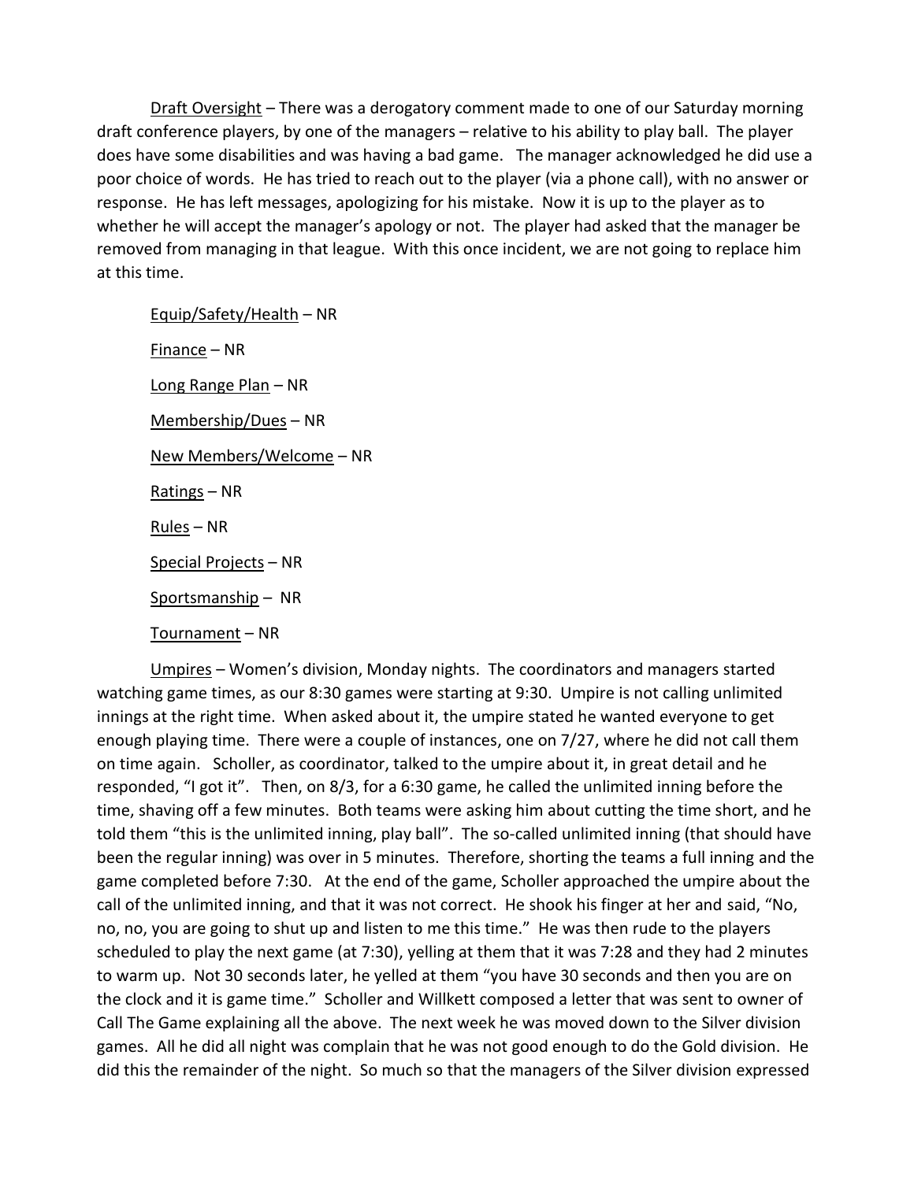Draft Oversight – There was a derogatory comment made to one of our Saturday morning draft conference players, by one of the managers – relative to his ability to play ball. The player does have some disabilities and was having a bad game. The manager acknowledged he did use a poor choice of words. He has tried to reach out to the player (via a phone call), with no answer or response. He has left messages, apologizing for his mistake. Now it is up to the player as to whether he will accept the manager's apology or not. The player had asked that the manager be removed from managing in that league. With this once incident, we are not going to replace him at this time.

Equip/Safety/Health – NR

Finance – NR

Long Range Plan – NR

Membership/Dues – NR

New Members/Welcome – NR

Ratings – NR

Rules – NR

Special Projects – NR

Sportsmanship – NR

Tournament – NR

Umpires – Women's division, Monday nights. The coordinators and managers started watching game times, as our 8:30 games were starting at 9:30. Umpire is not calling unlimited innings at the right time. When asked about it, the umpire stated he wanted everyone to get enough playing time. There were a couple of instances, one on 7/27, where he did not call them on time again. Scholler, as coordinator, talked to the umpire about it, in great detail and he responded, "I got it". Then, on 8/3, for a 6:30 game, he called the unlimited inning before the time, shaving off a few minutes. Both teams were asking him about cutting the time short, and he told them "this is the unlimited inning, play ball". The so-called unlimited inning (that should have been the regular inning) was over in 5 minutes. Therefore, shorting the teams a full inning and the game completed before 7:30. At the end of the game, Scholler approached the umpire about the call of the unlimited inning, and that it was not correct. He shook his finger at her and said, "No, no, no, you are going to shut up and listen to me this time." He was then rude to the players scheduled to play the next game (at 7:30), yelling at them that it was 7:28 and they had 2 minutes to warm up. Not 30 seconds later, he yelled at them "you have 30 seconds and then you are on the clock and it is game time." Scholler and Willkett composed a letter that was sent to owner of Call The Game explaining all the above. The next week he was moved down to the Silver division games. All he did all night was complain that he was not good enough to do the Gold division. He did this the remainder of the night. So much so that the managers of the Silver division expressed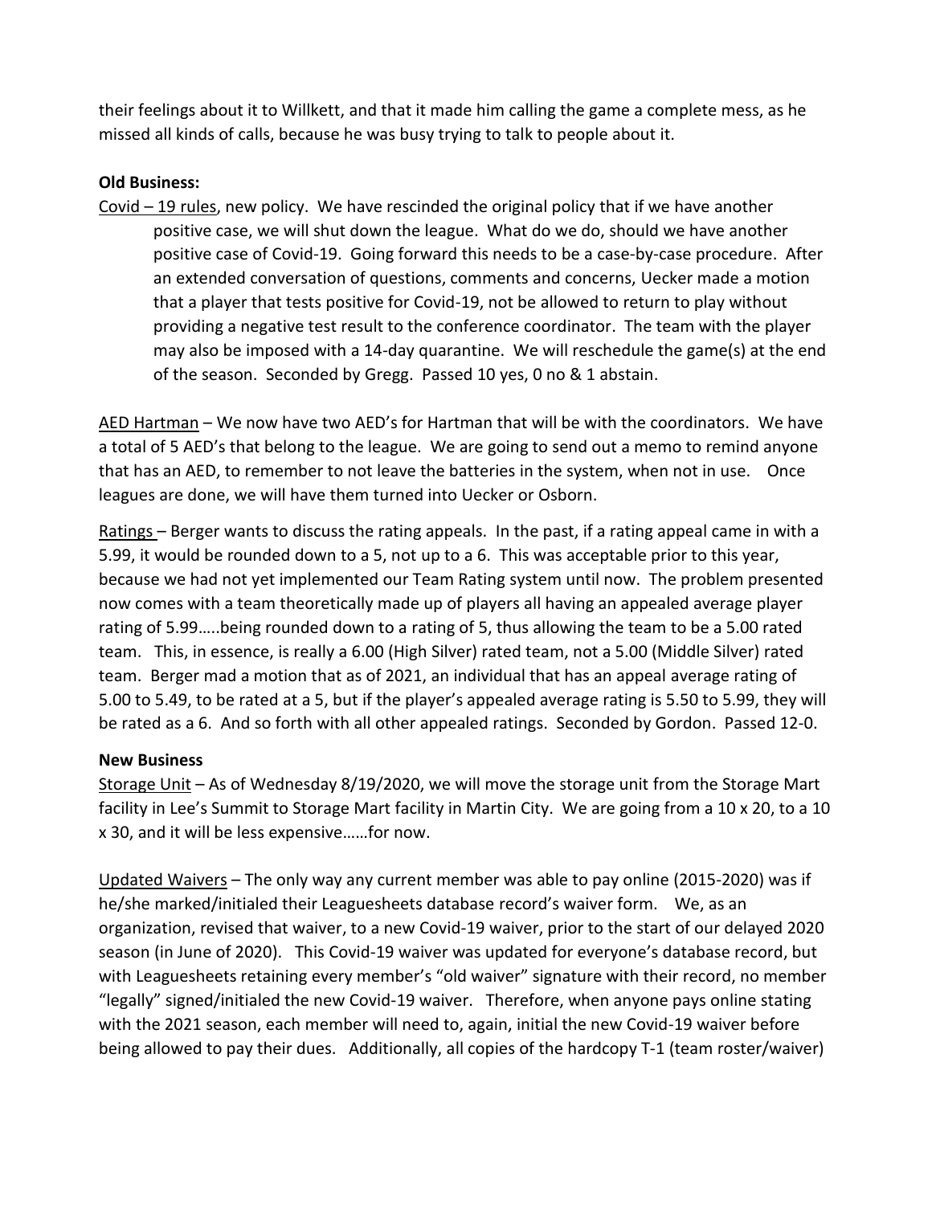their feelings about it to Willkett, and that it made him calling the game a complete mess, as he missed all kinds of calls, because he was busy trying to talk to people about it.

**Old Business:**

Covid – 19 rules, new policy. We have rescinded the original policy that if we have another positive case, we will shut down the league. What do we do, should we have another positive case of Covid-19. Going forward this needs to be a case-by-case procedure. After an extended conversation of questions, comments and concerns, Uecker made a motion that a player that tests positive for Covid-19, not be allowed to return to play without providing a negative test result to the conference coordinator. The team with the player may also be imposed with a 14-day quarantine. We will reschedule the game(s) at the end of the season. Seconded by Gregg. Passed 10 yes, 0 no & 1 abstain.

AED Hartman – We now have two AED's for Hartman that will be with the coordinators. We have a total of 5 AED's that belong to the league. We are going to send out a memo to remind anyone that has an AED, to remember to not leave the batteries in the system, when not in use. Once leagues are done, we will have them turned into Uecker or Osborn.

Ratings – Berger wants to discuss the rating appeals. In the past, if a rating appeal came in with a 5.99, it would be rounded down to a 5, not up to a 6. This was acceptable prior to this year, because we had not yet implemented our Team Rating system until now. The problem presented now comes with a team theoretically made up of players all having an appealed average player rating of 5.99…..being rounded down to a rating of 5, thus allowing the team to be a 5.00 rated team. This, in essence, is really a 6.00 (High Silver) rated team, not a 5.00 (Middle Silver) rated team. Berger mad a motion that as of 2021, an individual that has an appeal average rating of 5.00 to 5.49, to be rated at a 5, but if the player's appealed average rating is 5.50 to 5.99, they will be rated as a 6. And so forth with all other appealed ratings. Seconded by Gordon. Passed 12-0.

**New Business**

Storage Unit – As of Wednesday 8/19/2020, we will move the storage unit from the Storage Mart facility in Lee's Summit to Storage Mart facility in Martin City. We are going from a 10 x 20, to a 10 x 30, and it will be less expensive……for now.

Updated Waivers – The only way any current member was able to pay online (2015-2020) was if he/she marked/initialed their Leaguesheets database record's waiver form. We, as an organization, revised that waiver, to a new Covid-19 waiver, prior to the start of our delayed 2020 season (in June of 2020). This Covid-19 waiver was updated for everyone's database record, but with Leaguesheets retaining every member's "old waiver" signature with their record, no member "legally" signed/initialed the new Covid-19 waiver. Therefore, when anyone pays online stating with the 2021 season, each member will need to, again, initial the new Covid-19 waiver before being allowed to pay their dues. Additionally, all copies of the hardcopy T-1 (team roster/waiver)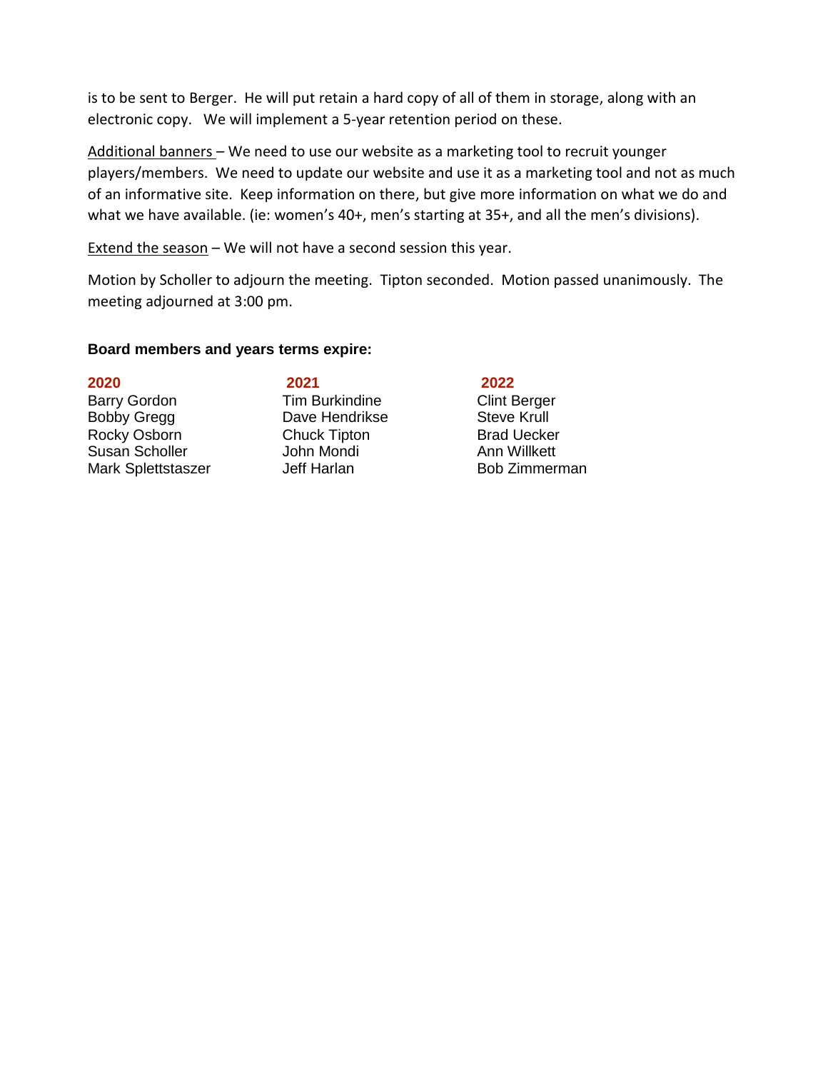is to be sent to Berger. He will put retain a hard copy of all of them in storage, along with an electronic copy. We will implement a 5-year retention period on these.

Additional banners – We need to use our website as a marketing tool to recruit younger players/members. We need to update our website and use it as a marketing tool and not as much of an informative site. Keep information on there, but give more information on what we do and what we have available. (ie: women's 40+, men's starting at 35+, and all the men's divisions).

Extend the season – We will not have a second session this year.

Motion by Scholler to adjourn the meeting. Tipton seconded. Motion passed unanimously. The meeting adjourned at 3:00 pm.

**Board members and years terms expire:**

| 2020 | 2021 | 2022 |
|---|---|---|
| Barry Gordon | Tim Burkindine | Clint Berger |
| Bobby Gregg | Dave Hendrikse | Steve Krull |
| Rocky Osborn | Chuck Tipton | Brad Uecker |
| Susan Scholler | John Mondi | Ann Willkett |
| Mark Splettstaszer | Jeff Harlan | Bob Zimmerman |